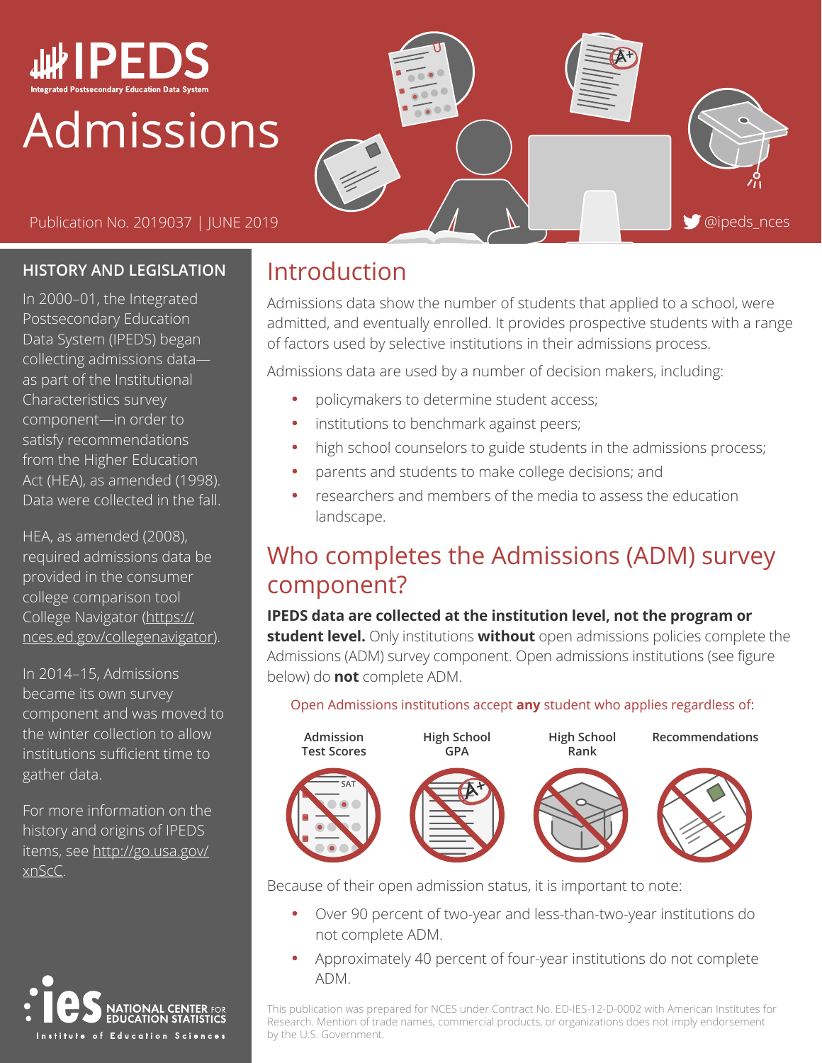# IPEDS

Integrated Postsecondary Education Data System

# Admissions

Publication No. 2019037 | JUNE 2019

@ipeds_nces

## HISTORY AND LEGISLATION

In 2000–01, the Integrated Postsecondary Education Data System (IPEDS) began collecting admissions data—as part of the Institutional Characteristics survey component—in order to satisfy recommendations from the Higher Education Act (HEA), as amended (1998). Data were collected in the fall.

HEA, as amended (2008), required admissions data be provided in the consumer college comparison tool College Navigator (https://nces.ed.gov/collegenavigator).

In 2014–15, Admissions became its own survey component and was moved to the winter collection to allow institutions sufficient time to gather data.

For more information on the history and origins of IPEDS items, see http://go.usa.gov/xnScC.

## Introduction

Admissions data show the number of students that applied to a school, were admitted, and eventually enrolled. It provides prospective students with a range of factors used by selective institutions in their admissions process.

Admissions data are used by a number of decision makers, including:

- policymakers to determine student access;
- institutions to benchmark against peers;
- high school counselors to guide students in the admissions process;
- parents and students to make college decisions; and
- researchers and members of the media to assess the education landscape.

## Who completes the Admissions (ADM) survey component?

**IPEDS data are collected at the institution level, not the program or student level.** Only institutions **without** open admissions policies complete the Admissions (ADM) survey component. Open admissions institutions (see figure below) do **not** complete ADM.

Open Admissions institutions accept **any** student who applies regardless of:

Admission Test Scores | High School GPA | High School Rank | Recommendations

Because of their open admission status, it is important to note:

- Over 90 percent of two-year and less-than-two-year institutions do not complete ADM.
- Approximately 40 percent of four-year institutions do not complete ADM.

This publication was prepared for NCES under Contract No. ED-IES-12-D-0002 with American Institutes for Research. Mention of trade names, commercial products, or organizations does not imply endorsement by the U.S. Government.

ies NATIONAL CENTER FOR EDUCATION STATISTICS
Institute of Education Sciences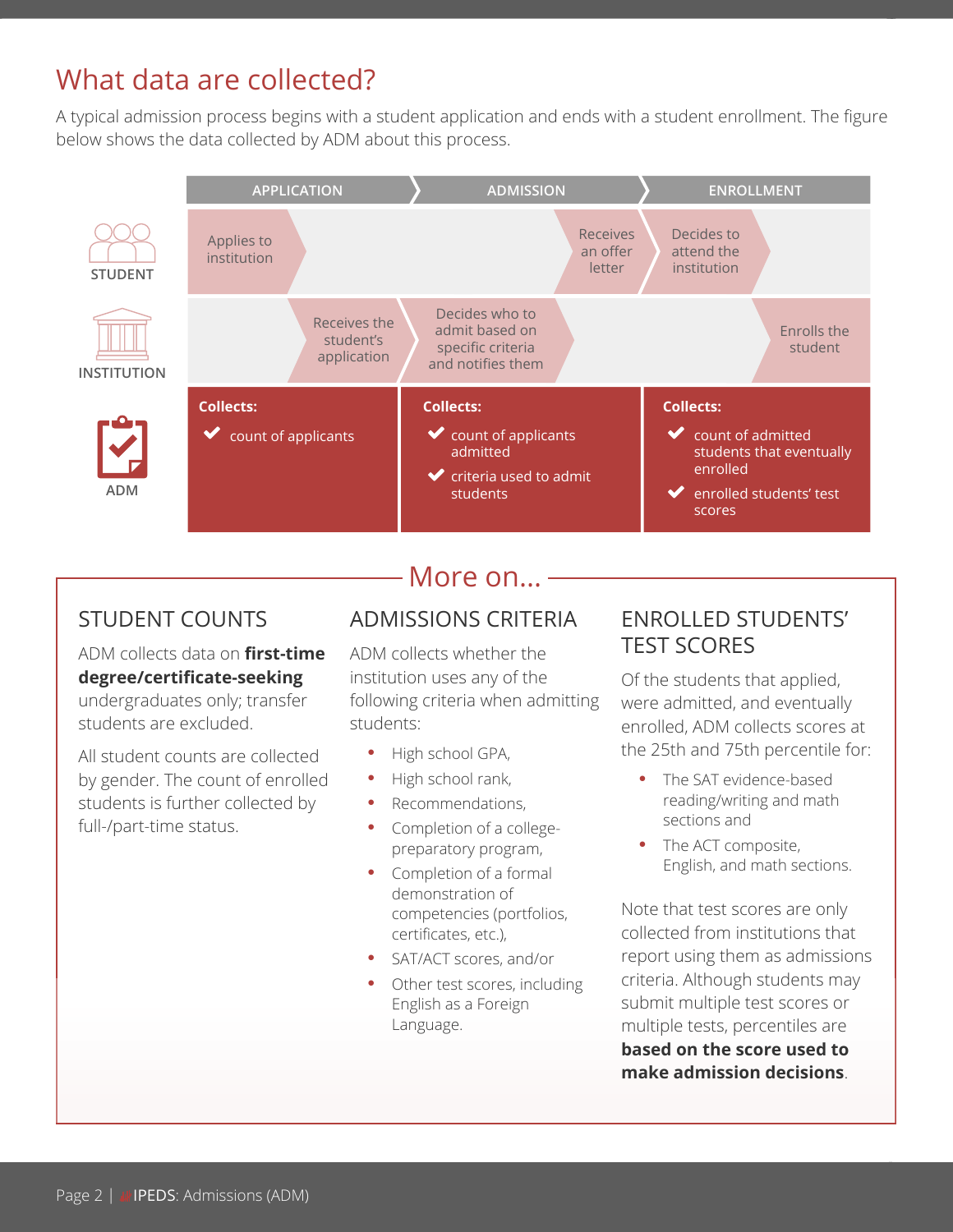# What data are collected?

A typical admission process begins with a student application and ends with a student enrollment. The figure below shows the data collected by ADM about this process.

| | APPLICATION | ADMISSION | ENROLLMENT |
|---|---|---|---|
| STUDENT | Applies to institution | Receives an offer letter | Decides to attend the institution |
| INSTITUTION | Receives the student's application | Decides who to admit based on specific criteria and notifies them | Enrolls the student |
| ADM | **Collects:** count of applicants | **Collects:** count of applicants admitted; criteria used to admit students | **Collects:** count of admitted students that eventually enrolled; enrolled students' test scores |

## More on...

### STUDENT COUNTS

ADM collects data on **first-time degree/certificate-seeking** undergraduates only; transfer students are excluded.

All student counts are collected by gender. The count of enrolled students is further collected by full-/part-time status.

### ADMISSIONS CRITERIA

ADM collects whether the institution uses any of the following criteria when admitting students:

- High school GPA,
- High school rank,
- Recommendations,
- Completion of a college-preparatory program,
- Completion of a formal demonstration of competencies (portfolios, certificates, etc.),
- SAT/ACT scores, and/or
- Other test scores, including English as a Foreign Language.

### ENROLLED STUDENTS' TEST SCORES

Of the students that applied, were admitted, and eventually enrolled, ADM collects scores at the 25th and 75th percentile for:

- The SAT evidence-based reading/writing and math sections and
- The ACT composite, English, and math sections.

Note that test scores are only collected from institutions that report using them as admissions criteria. Although students may submit multiple test scores or multiple tests, percentiles are **based on the score used to make admission decisions**.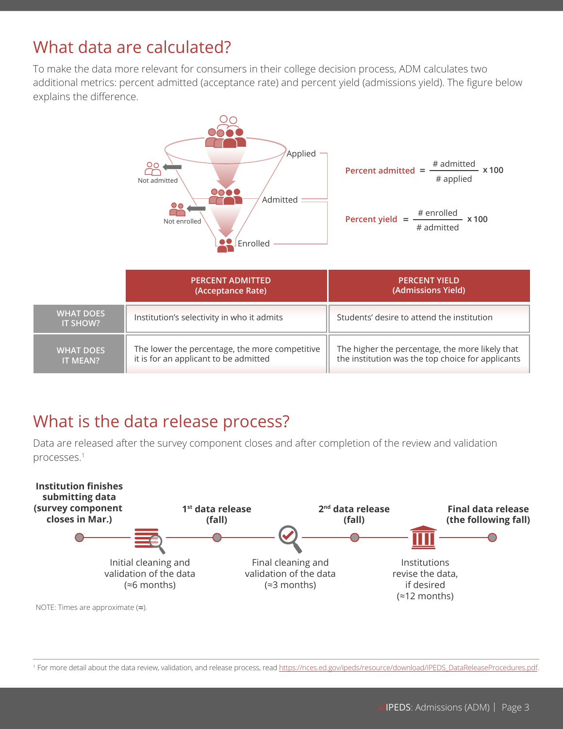## What data are calculated?

To make the data more relevant for consumers in their college decision process, ADM calculates two additional metrics: percent admitted (acceptance rate) and percent yield (admissions yield). The figure below explains the difference.

Applied

Not admitted

Admitted

Not enrolled

Enrolled

$$\text{Percent admitted} = \frac{\text{\# admitted}}{\text{\# applied}} \times 100$$

$$\text{Percent yield} = \frac{\text{\# enrolled}}{\text{\# admitted}} \times 100$$

| | PERCENT ADMITTED (Acceptance Rate) | PERCENT YIELD (Admissions Yield) |
|---|---|---|
| WHAT DOES IT SHOW? | Institution's selectivity in who it admits | Students' desire to attend the institution |
| WHAT DOES IT MEAN? | The lower the percentage, the more competitive it is for an applicant to be admitted | The higher the percentage, the more likely that the institution was the top choice for applicants |

## What is the data release process?

Data are released after the survey component closes and after completion of the review and validation processes.[1]

**Institution finishes submitting data (survey component closes in Mar.)**

Initial cleaning and validation of the data (≈6 months)

**1st data release (fall)**

Final cleaning and validation of the data (≈3 months)

**2nd data release (fall)**

Institutions revise the data, if desired (≈12 months)

**Final data release (the following fall)**

NOTE: Times are approximate (≈).

[1] For more detail about the data review, validation, and release process, read https://nces.ed.gov/ipeds/resource/download/IPEDS_DataReleaseProcedures.pdf.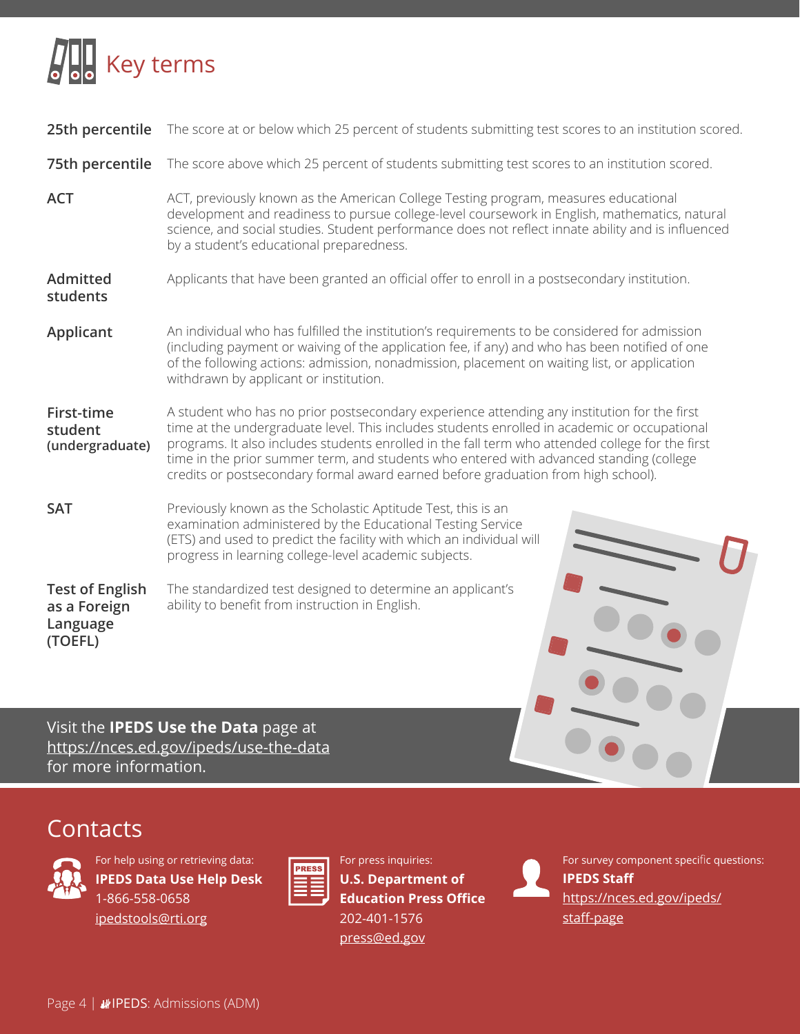# Key terms

**25th percentile** The score at or below which 25 percent of students submitting test scores to an institution scored.

**75th percentile** The score above which 25 percent of students submitting test scores to an institution scored.

**ACT** ACT, previously known as the American College Testing program, measures educational development and readiness to pursue college-level coursework in English, mathematics, natural science, and social studies. Student performance does not reflect innate ability and is influenced by a student's educational preparedness.

**Admitted students** Applicants that have been granted an official offer to enroll in a postsecondary institution.

**Applicant** An individual who has fulfilled the institution's requirements to be considered for admission (including payment or waiving of the application fee, if any) and who has been notified of one of the following actions: admission, nonadmission, placement on waiting list, or application withdrawn by applicant or institution.

**First-time student (undergraduate)** A student who has no prior postsecondary experience attending any institution for the first time at the undergraduate level. This includes students enrolled in academic or occupational programs. It also includes students enrolled in the fall term who attended college for the first time in the prior summer term, and students who entered with advanced standing (college credits or postsecondary formal award earned before graduation from high school).

**SAT** Previously known as the Scholastic Aptitude Test, this is an examination administered by the Educational Testing Service (ETS) and used to predict the facility with which an individual will progress in learning college-level academic subjects.

**Test of English as a Foreign Language (TOEFL)** The standardized test designed to determine an applicant's ability to benefit from instruction in English.

Visit the **IPEDS Use the Data** page at https://nces.ed.gov/ipeds/use-the-data for more information.

## Contacts

For help using or retrieving data:
**IPEDS Data Use Help Desk**
1-866-558-0658
ipedstools@rti.org

For press inquiries:
**U.S. Department of Education Press Office**
202-401-1576
press@ed.gov

For survey component specific questions:
**IPEDS Staff**
https://nces.ed.gov/ipeds/staff-page